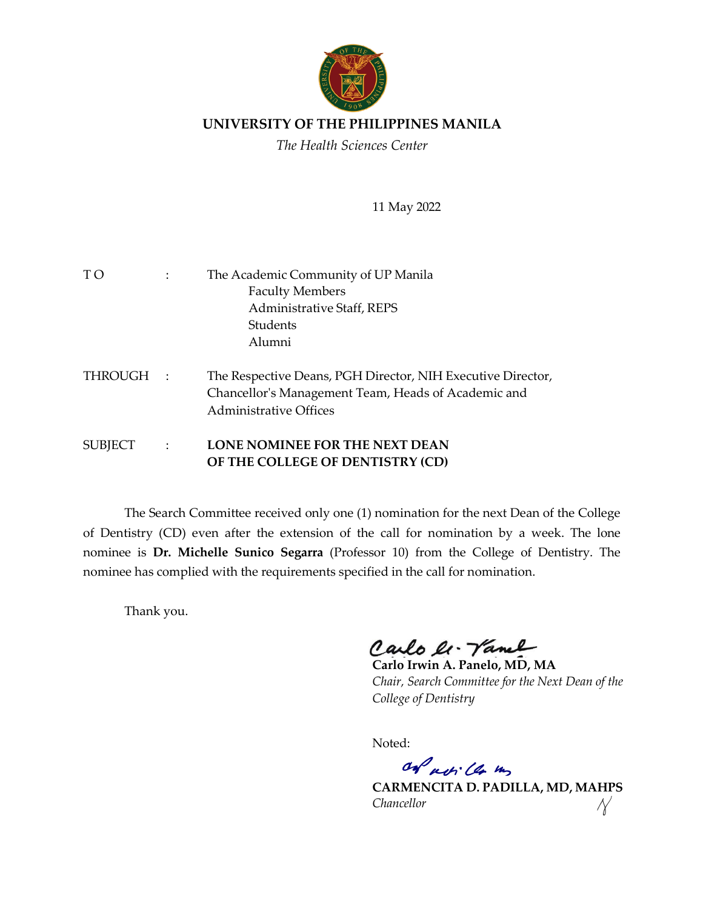# UNIVERSITY OF THE PHILIPPINES MANILA

*The Health Sciences Center*

11 May 2022

| | | |
|---|---|---|
| TO | : | The Academic Community of UP Manila<br>Faculty Members<br>Administrative Staff, REPS<br>Students<br>Alumni |
| THROUGH | : | The Respective Deans, PGH Director, NIH Executive Director, Chancellor's Management Team, Heads of Academic and Administrative Offices |
| SUBJECT | : | **LONE NOMINEE FOR THE NEXT DEAN OF THE COLLEGE OF DENTISTRY (CD)** |

The Search Committee received only one (1) nomination for the next Dean of the College of Dentistry (CD) even after the extension of the call for nomination by a week. The lone nominee is **Dr. Michelle Sunico Segarra** (Professor 10) from the College of Dentistry. The nominee has complied with the requirements specified in the call for nomination.

Thank you.

**Carlo Irwin A. Panelo, MD, MA**
*Chair, Search Committee for the Next Dean of the College of Dentistry*

Noted:

**CARMENCITA D. PADILLA, MD, MAHPS**
*Chancellor*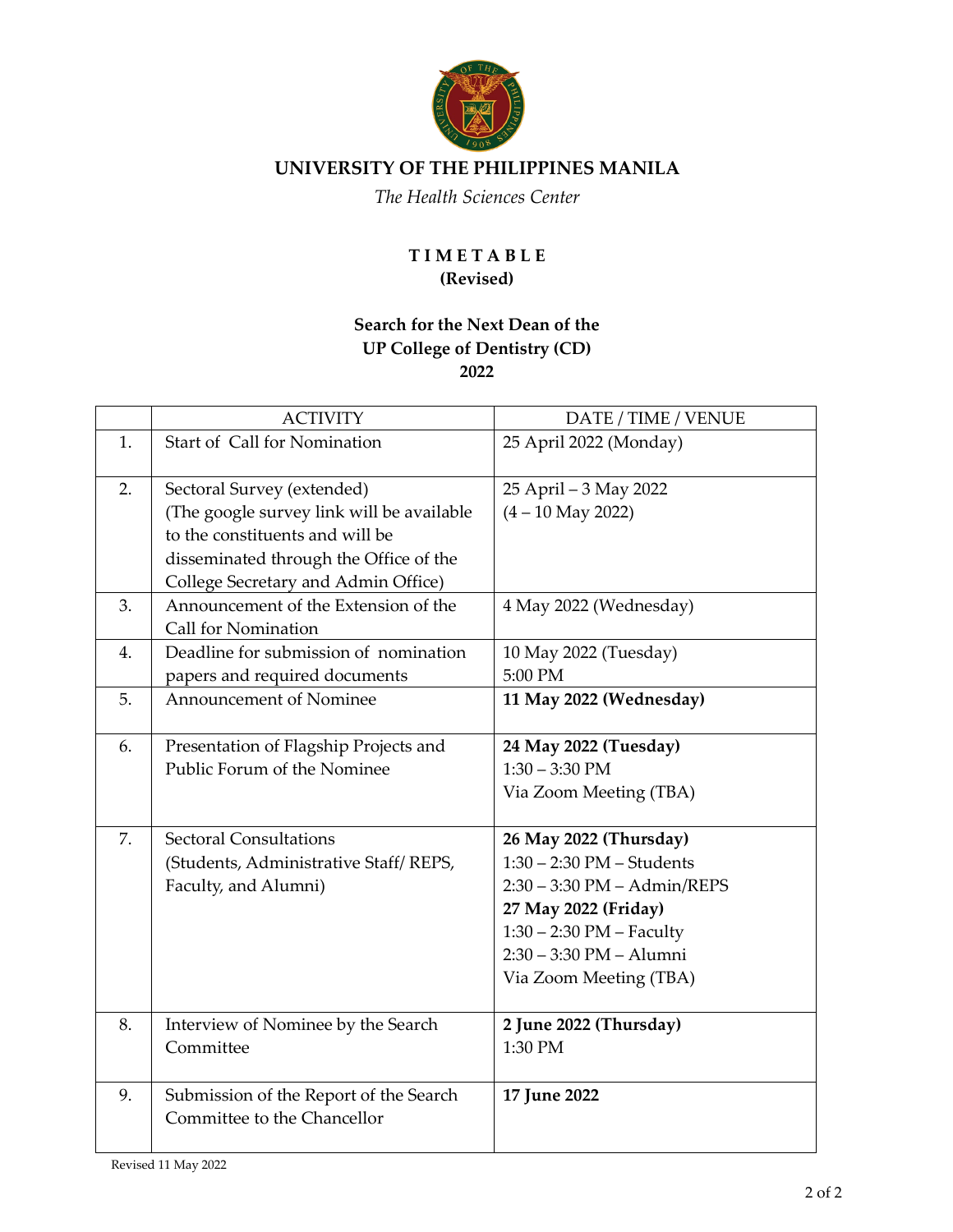## UNIVERSITY OF THE PHILIPPINES MANILA

*The Health Sciences Center*

### T I M E T A B L E
**(Revised)**

### Search for the Next Dean of the UP College of Dentistry (CD) 2022

| | ACTIVITY | DATE / TIME / VENUE |
|---|---|---|
| 1. | Start of Call for Nomination | 25 April 2022 (Monday) |
| 2. | Sectoral Survey (extended)<br>(The google survey link will be available to the constituents and will be disseminated through the Office of the College Secretary and Admin Office) | 25 April – 3 May 2022<br>(4 – 10 May 2022) |
| 3. | Announcement of the Extension of the Call for Nomination | 4 May 2022 (Wednesday) |
| 4. | Deadline for submission of nomination papers and required documents | 10 May 2022 (Tuesday)<br>5:00 PM |
| 5. | Announcement of Nominee | **11 May 2022 (Wednesday)** |
| 6. | Presentation of Flagship Projects and Public Forum of the Nominee | **24 May 2022 (Tuesday)**<br>1:30 – 3:30 PM<br>Via Zoom Meeting (TBA) |
| 7. | Sectoral Consultations<br>(Students, Administrative Staff/ REPS, Faculty, and Alumni) | **26 May 2022 (Thursday)**<br>1:30 – 2:30 PM – Students<br>2:30 – 3:30 PM – Admin/REPS<br>**27 May 2022 (Friday)**<br>1:30 – 2:30 PM – Faculty<br>2:30 – 3:30 PM – Alumni<br>Via Zoom Meeting (TBA) |
| 8. | Interview of Nominee by the Search Committee | **2 June 2022 (Thursday)**<br>1:30 PM |
| 9. | Submission of the Report of the Search Committee to the Chancellor | **17 June 2022** |

Revised 11 May 2022